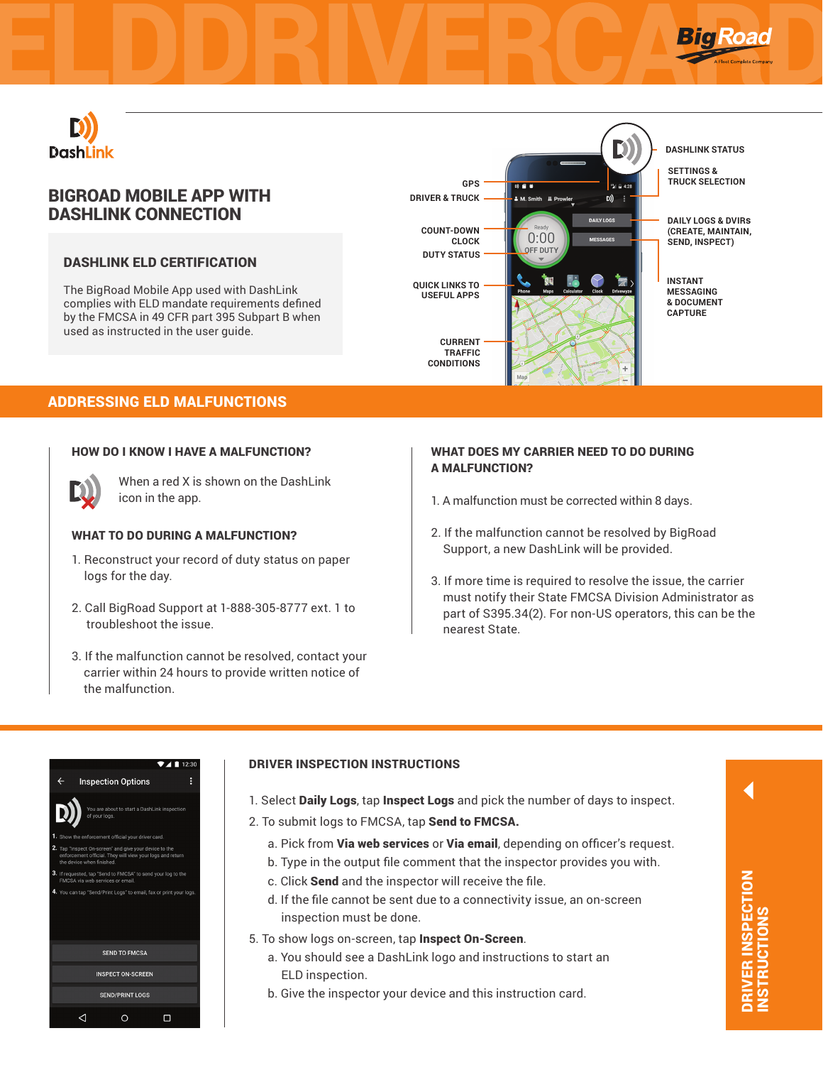# ELD DRIVER CARD

BigRoad — A Fleet Complete Company

DashLink

## BIGROAD MOBILE APP WITH DASHLINK CONNECTION

### DASHLINK ELD CERTIFICATION

The BigRoad Mobile App used with DashLink complies with ELD mandate requirements defined by the FMCSA in 49 CFR part 395 Subpart B when used as instructed in the user guide.

- GPS
- DRIVER & TRUCK
- COUNT-DOWN CLOCK
- DUTY STATUS
- QUICK LINKS TO USEFUL APPS
- CURRENT TRAFFIC CONDITIONS
- DASHLINK STATUS
- SETTINGS & TRUCK SELECTION
- DAILY LOGS & DVIRS (CREATE, MAINTAIN, SEND, INSPECT)
- INSTANT MESSAGING & DOCUMENT CAPTURE

## ADDRESSING ELD MALFUNCTIONS

### HOW DO I KNOW I HAVE A MALFUNCTION?

When a red X is shown on the DashLink icon in the app.

### WHAT TO DO DURING A MALFUNCTION?

1. Reconstruct your record of duty status on paper logs for the day.
2. Call BigRoad Support at 1-888-305-8777 ext. 1 to troubleshoot the issue.
3. If the malfunction cannot be resolved, contact your carrier within 24 hours to provide written notice of the malfunction.

### WHAT DOES MY CARRIER NEED TO DO DURING A MALFUNCTION?

1. A malfunction must be corrected within 8 days.
2. If the malfunction cannot be resolved by BigRoad Support, a new DashLink will be provided.
3. If more time is required to resolve the issue, the carrier must notify their State FMCSA Division Administrator as part of S395.34(2). For non-US operators, this can be the nearest State.

## DRIVER INSPECTION INSTRUCTIONS

1. Select **Daily Logs**, tap **Inspect Logs** and pick the number of days to inspect.
2. To submit logs to FMCSA, tap **Send to FMCSA.**
   a. Pick from **Via web services** or **Via email**, depending on officer's request.
   b. Type in the output file comment that the inspector provides you with.
   c. Click **Send** and the inspector will receive the file.
   d. If the file cannot be sent due to a connectivity issue, an on-screen inspection must be done.
5. To show logs on-screen, tap **Inspect On-Screen**.
   a. You should see a DashLink logo and instructions to start an ELD inspection.
   b. Give the inspector your device and this instruction card.

DRIVER INSPECTION INSTRUCTIONS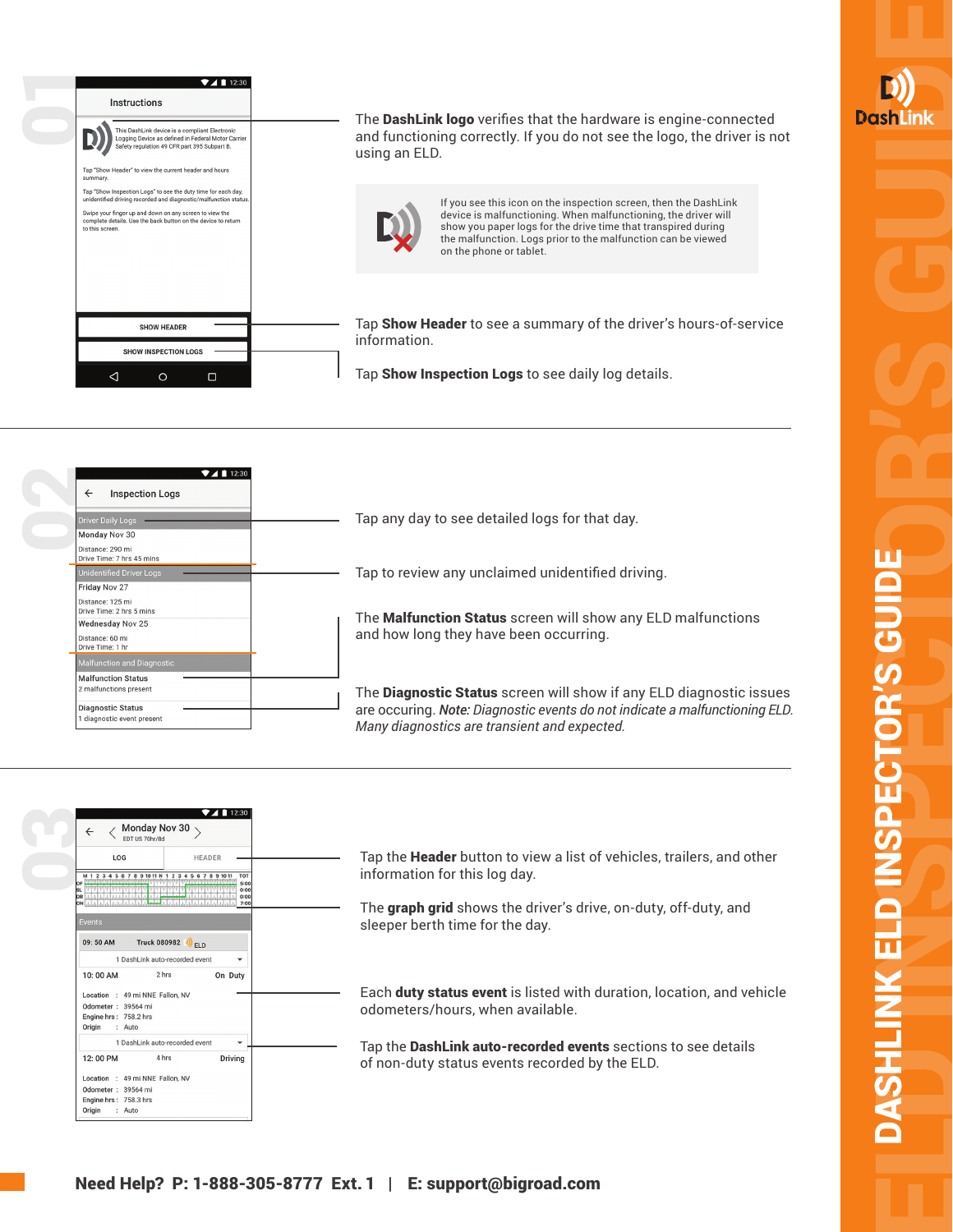# DASHLINK ELD INSPECTOR'S GUIDE

## 01

**Instructions**

This DashLink device is a compliant Electronic Logging Device as defined in Federal Motor Carrier Safety regulation 49 CFR part 395 Subpart B.

Tap "Show Header" to view the current header and hours summary.

Tap "Show Inspection Logs" to see the duty time for each day, unidentified driving recorded and diagnostic/malfunction status.

Swipe your finger up and down on any screen to view the complete details. Use the back button on the device to return to this screen.

SHOW HEADER

SHOW INSPECTION LOGS

The **DashLink logo** verifies that the hardware is engine-connected and functioning correctly. If you do not see the logo, the driver is not using an ELD.

If you see this icon on the inspection screen, then the DashLink device is malfunctioning. When malfunctioning, the driver will show you paper logs for the drive time that transpired during the malfunction. Logs prior to the malfunction can be viewed on the phone or tablet.

Tap **Show Header** to see a summary of the driver's hours-of-service information.

Tap **Show Inspection Logs** to see daily log details.

## 02

**Inspection Logs**

Driver Daily Logs

Monday Nov 30
Distance: 290 mi
Drive Time: 7 hrs 45 mins

Unidentified Driver Logs

Friday Nov 27
Distance: 125 mi
Drive Time: 2 hrs 5 mins

Wednesday Nov 25
Distance: 60 mi
Drive Time: 1 hr

Malfunction and Diagnostic

Malfunction Status
2 malfunctions present

Diagnostic Status
1 diagnostic event present

Tap any day to see detailed logs for that day.

Tap to review any unclaimed unidentified driving.

The **Malfunction Status** screen will show any ELD malfunctions and how long they have been occurring.

The **Diagnostic Status** screen will show if any ELD diagnostic issues are occuring. *Note: Diagnostic events do not indicate a malfunctioning ELD. Many diagnostics are transient and expected.*

## 03

**Monday Nov 30**
EDT US 70hr/8d

LOG | HEADER

OF 5:00
SL 0:00
DR 0:00
ON 7:00

Events

09: 50 AM — Truck 080982 — ELD

1 DashLink auto-recorded event

10: 00 AM — 2 hrs — On Duty
Location : 49 mi NNE Fallon, NV
Odometer : 39564 mi
Engine hrs : 758.2 hrs
Origin : Auto

1 DashLink auto-recorded event

12: 00 PM — 4 hrs — Driving
Location : 49 mi NNE Fallon, NV
Odometer : 39564 mi
Engine hrs : 758.3 hrs
Origin : Auto

Tap the **Header** button to view a list of vehicles, trailers, and other information for this log day.

The **graph grid** shows the driver's drive, on-duty, off-duty, and sleeper berth time for the day.

Each **duty status event** is listed with duration, location, and vehicle odometers/hours, when available.

Tap the **DashLink auto-recorded events** sections to see details of non-duty status events recorded by the ELD.

**Need Help? P: 1-888-305-8777 Ext. 1 | E: support@bigroad.com**